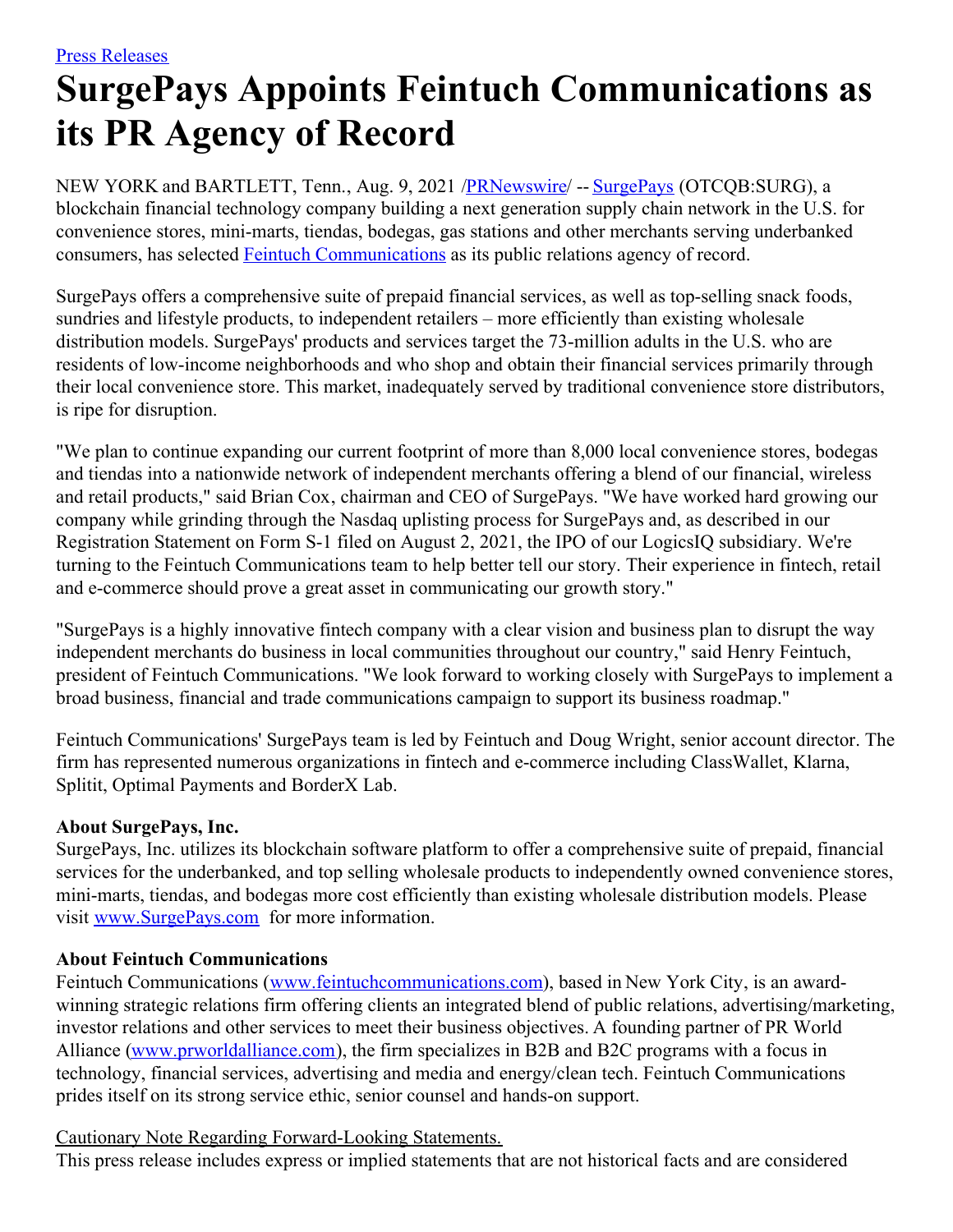Press Releases

# SurgePays Appoints Feintuch Communications as its PR Agency of Record

NEW YORK and BARTLETT, Tenn., Aug. 9, 2021 /PRNewswire/ -- SurgePays (OTCQB:SURG), a blockchain financial technology company building a next generation supply chain network in the U.S. for convenience stores, mini-marts, tiendas, bodegas, gas stations and other merchants serving underbanked consumers, has selected Feintuch Communications as its public relations agency of record.

SurgePays offers a comprehensive suite of prepaid financial services, as well as top-selling snack foods, sundries and lifestyle products, to independent retailers – more efficiently than existing wholesale distribution models. SurgePays' products and services target the 73-million adults in the U.S. who are residents of low-income neighborhoods and who shop and obtain their financial services primarily through their local convenience store. This market, inadequately served by traditional convenience store distributors, is ripe for disruption.

"We plan to continue expanding our current footprint of more than 8,000 local convenience stores, bodegas and tiendas into a nationwide network of independent merchants offering a blend of our financial, wireless and retail products," said Brian Cox, chairman and CEO of SurgePays. "We have worked hard growing our company while grinding through the Nasdaq uplisting process for SurgePays and, as described in our Registration Statement on Form S-1 filed on August 2, 2021, the IPO of our LogicsIQ subsidiary. We're turning to the Feintuch Communications team to help better tell our story. Their experience in fintech, retail and e-commerce should prove a great asset in communicating our growth story."

"SurgePays is a highly innovative fintech company with a clear vision and business plan to disrupt the way independent merchants do business in local communities throughout our country," said Henry Feintuch, president of Feintuch Communications. "We look forward to working closely with SurgePays to implement a broad business, financial and trade communications campaign to support its business roadmap."

Feintuch Communications' SurgePays team is led by Feintuch and Doug Wright, senior account director. The firm has represented numerous organizations in fintech and e-commerce including ClassWallet, Klarna, Splitit, Optimal Payments and BorderX Lab.

**About SurgePays, Inc.**
SurgePays, Inc. utilizes its blockchain software platform to offer a comprehensive suite of prepaid, financial services for the underbanked, and top selling wholesale products to independently owned convenience stores, mini-marts, tiendas, and bodegas more cost efficiently than existing wholesale distribution models. Please visit www.SurgePays.com for more information.

**About Feintuch Communications**
Feintuch Communications (www.feintuchcommunications.com), based in New York City, is an award-winning strategic relations firm offering clients an integrated blend of public relations, advertising/marketing, investor relations and other services to meet their business objectives. A founding partner of PR World Alliance (www.prworldalliance.com), the firm specializes in B2B and B2C programs with a focus in technology, financial services, advertising and media and energy/clean tech. Feintuch Communications prides itself on its strong service ethic, senior counsel and hands-on support.

Cautionary Note Regarding Forward-Looking Statements.
This press release includes express or implied statements that are not historical facts and are considered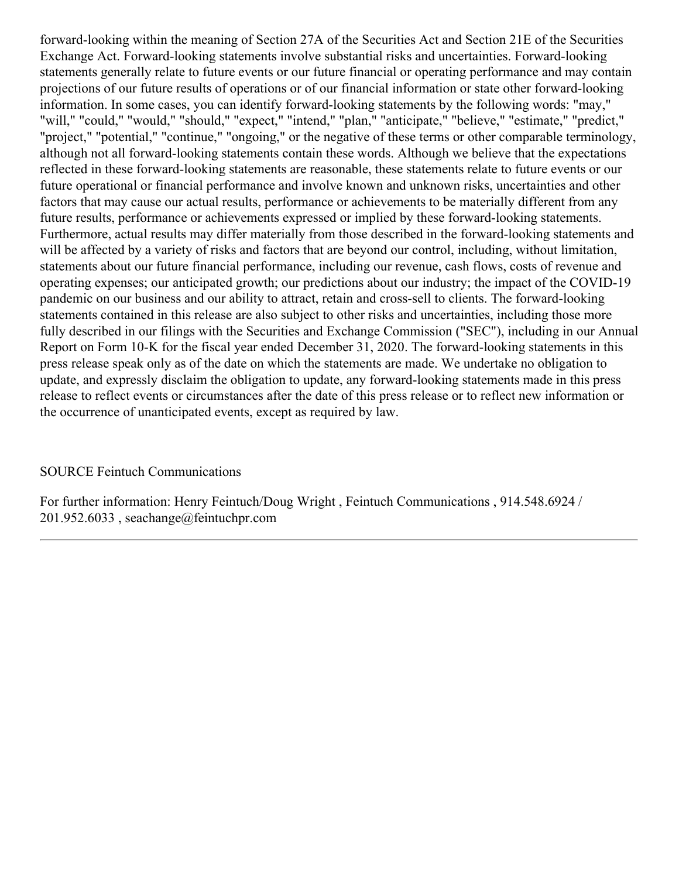forward-looking within the meaning of Section 27A of the Securities Act and Section 21E of the Securities Exchange Act. Forward-looking statements involve substantial risks and uncertainties. Forward-looking statements generally relate to future events or our future financial or operating performance and may contain projections of our future results of operations or of our financial information or state other forward-looking information. In some cases, you can identify forward-looking statements by the following words: "may," "will," "could," "would," "should," "expect," "intend," "plan," "anticipate," "believe," "estimate," "predict," "project," "potential," "continue," "ongoing," or the negative of these terms or other comparable terminology, although not all forward-looking statements contain these words. Although we believe that the expectations reflected in these forward-looking statements are reasonable, these statements relate to future events or our future operational or financial performance and involve known and unknown risks, uncertainties and other factors that may cause our actual results, performance or achievements to be materially different from any future results, performance or achievements expressed or implied by these forward-looking statements. Furthermore, actual results may differ materially from those described in the forward-looking statements and will be affected by a variety of risks and factors that are beyond our control, including, without limitation, statements about our future financial performance, including our revenue, cash flows, costs of revenue and operating expenses; our anticipated growth; our predictions about our industry; the impact of the COVID-19 pandemic on our business and our ability to attract, retain and cross-sell to clients. The forward-looking statements contained in this release are also subject to other risks and uncertainties, including those more fully described in our filings with the Securities and Exchange Commission ("SEC"), including in our Annual Report on Form 10-K for the fiscal year ended December 31, 2020. The forward-looking statements in this press release speak only as of the date on which the statements are made. We undertake no obligation to update, and expressly disclaim the obligation to update, any forward-looking statements made in this press release to reflect events or circumstances after the date of this press release or to reflect new information or the occurrence of unanticipated events, except as required by law.

SOURCE Feintuch Communications

For further information: Henry Feintuch/Doug Wright , Feintuch Communications , 914.548.6924 / 201.952.6033 , seachange@feintuchpr.com